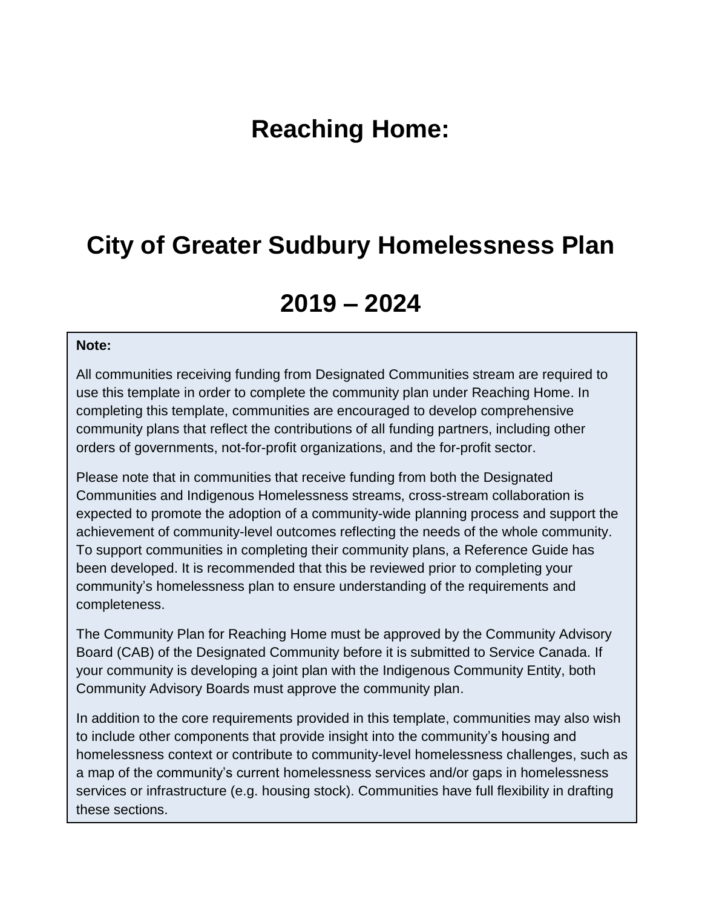# Reaching Home:

# City of Greater Sudbury Homelessness Plan

# 2019 – 2024

**Note:**

All communities receiving funding from Designated Communities stream are required to use this template in order to complete the community plan under Reaching Home. In completing this template, communities are encouraged to develop comprehensive community plans that reflect the contributions of all funding partners, including other orders of governments, not-for-profit organizations, and the for-profit sector.

Please note that in communities that receive funding from both the Designated Communities and Indigenous Homelessness streams, cross-stream collaboration is expected to promote the adoption of a community-wide planning process and support the achievement of community-level outcomes reflecting the needs of the whole community. To support communities in completing their community plans, a Reference Guide has been developed. It is recommended that this be reviewed prior to completing your community's homelessness plan to ensure understanding of the requirements and completeness.

The Community Plan for Reaching Home must be approved by the Community Advisory Board (CAB) of the Designated Community before it is submitted to Service Canada. If your community is developing a joint plan with the Indigenous Community Entity, both Community Advisory Boards must approve the community plan.

In addition to the core requirements provided in this template, communities may also wish to include other components that provide insight into the community's housing and homelessness context or contribute to community-level homelessness challenges, such as a map of the community's current homelessness services and/or gaps in homelessness services or infrastructure (e.g. housing stock). Communities have full flexibility in drafting these sections.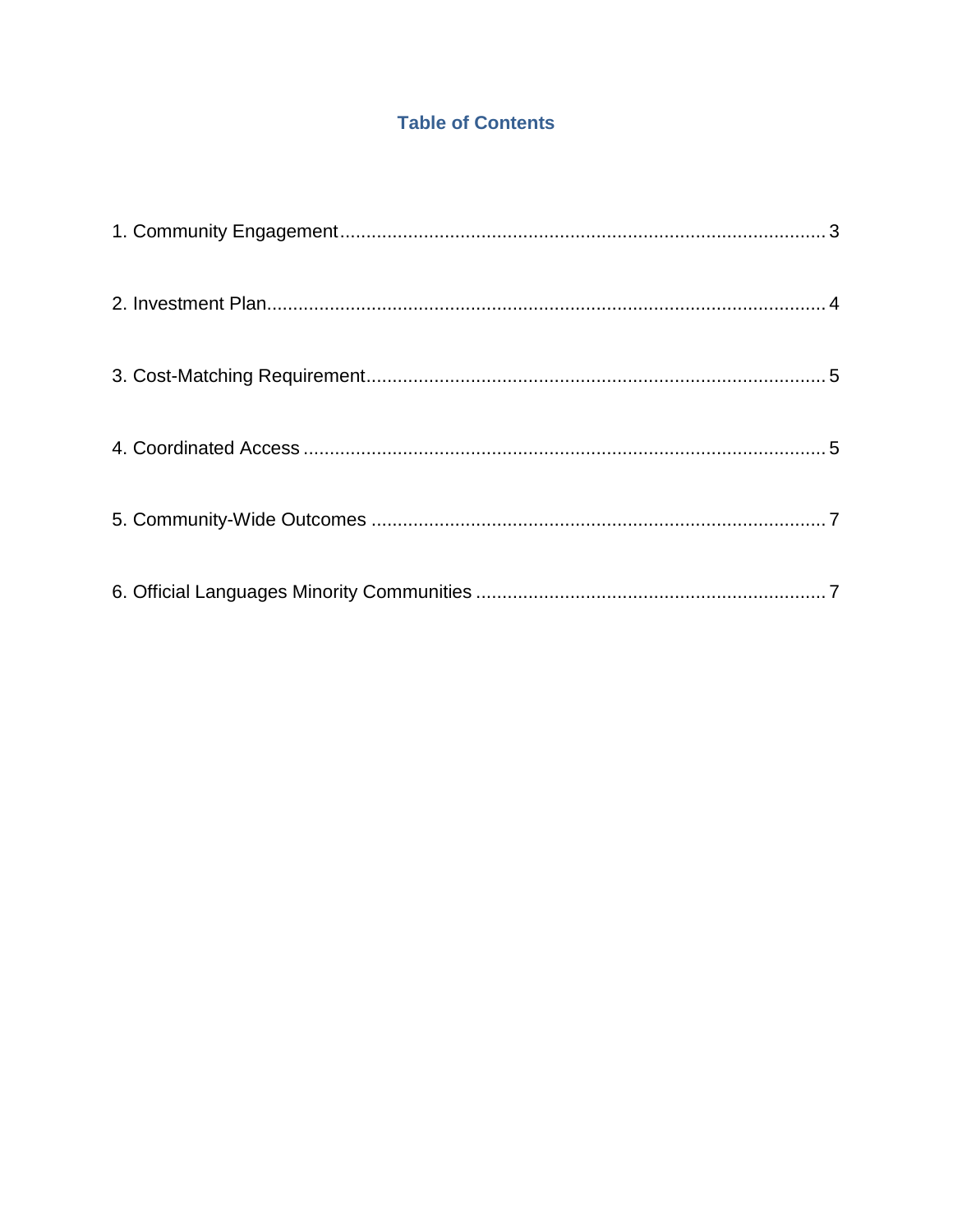## Table of Contents

1. Community Engagement .......... 3

2. Investment Plan .......... 4

3. Cost-Matching Requirement .......... 5

4. Coordinated Access .......... 5

5. Community-Wide Outcomes .......... 7

6. Official Languages Minority Communities .......... 7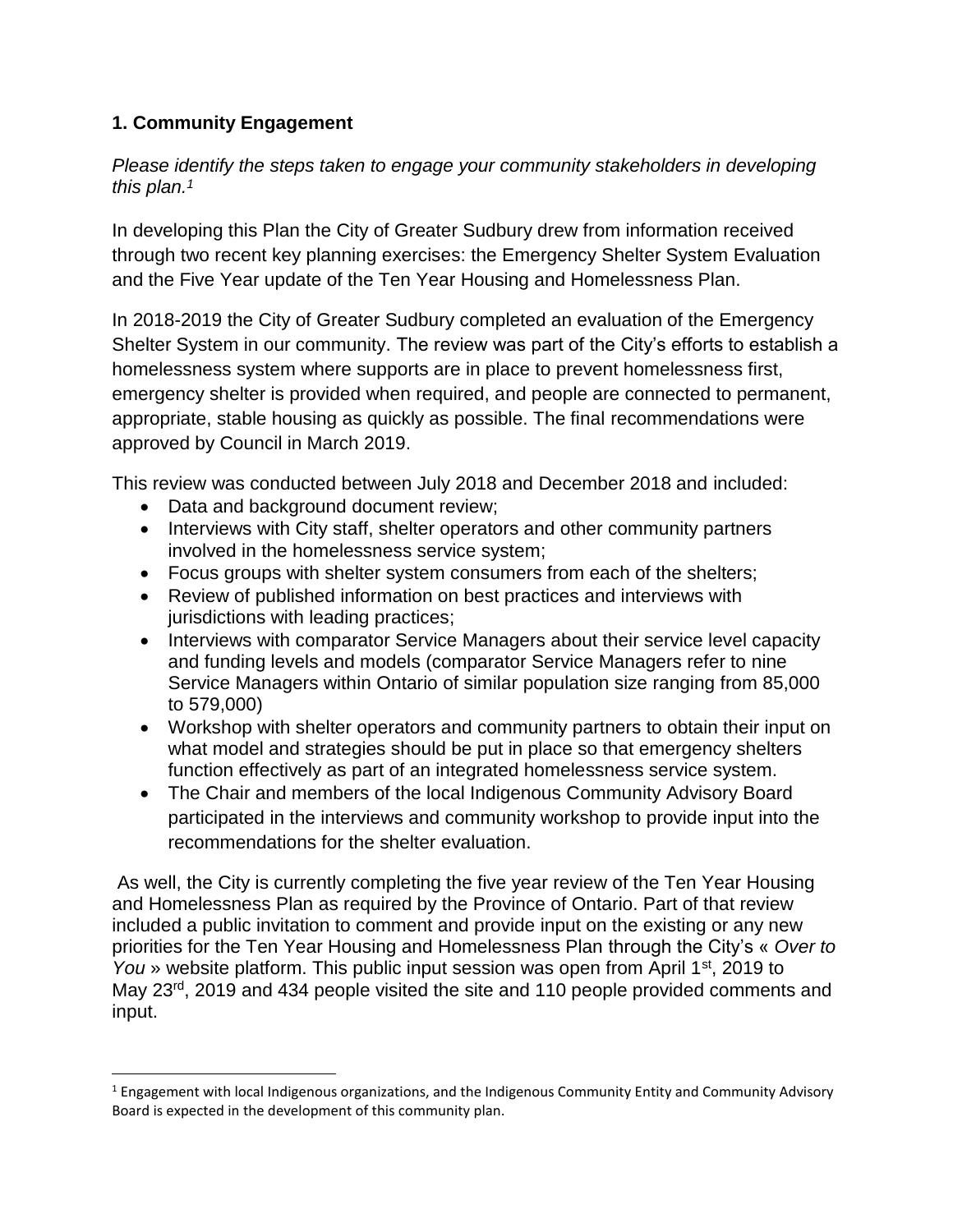## 1. Community Engagement

*Please identify the steps taken to engage your community stakeholders in developing this plan.*[1]

In developing this Plan the City of Greater Sudbury drew from information received through two recent key planning exercises: the Emergency Shelter System Evaluation and the Five Year update of the Ten Year Housing and Homelessness Plan.

In 2018-2019 the City of Greater Sudbury completed an evaluation of the Emergency Shelter System in our community. The review was part of the City's efforts to establish a homelessness system where supports are in place to prevent homelessness first, emergency shelter is provided when required, and people are connected to permanent, appropriate, stable housing as quickly as possible. The final recommendations were approved by Council in March 2019.

This review was conducted between July 2018 and December 2018 and included:

- Data and background document review;
- Interviews with City staff, shelter operators and other community partners involved in the homelessness service system;
- Focus groups with shelter system consumers from each of the shelters;
- Review of published information on best practices and interviews with jurisdictions with leading practices;
- Interviews with comparator Service Managers about their service level capacity and funding levels and models (comparator Service Managers refer to nine Service Managers within Ontario of similar population size ranging from 85,000 to 579,000)
- Workshop with shelter operators and community partners to obtain their input on what model and strategies should be put in place so that emergency shelters function effectively as part of an integrated homelessness service system.
- The Chair and members of the local Indigenous Community Advisory Board participated in the interviews and community workshop to provide input into the recommendations for the shelter evaluation.

As well, the City is currently completing the five year review of the Ten Year Housing and Homelessness Plan as required by the Province of Ontario. Part of that review included a public invitation to comment and provide input on the existing or any new priorities for the Ten Year Housing and Homelessness Plan through the City's « *Over to You* » website platform. This public input session was open from April 1st, 2019 to May 23rd, 2019 and 434 people visited the site and 110 people provided comments and input.

[1] Engagement with local Indigenous organizations, and the Indigenous Community Entity and Community Advisory Board is expected in the development of this community plan.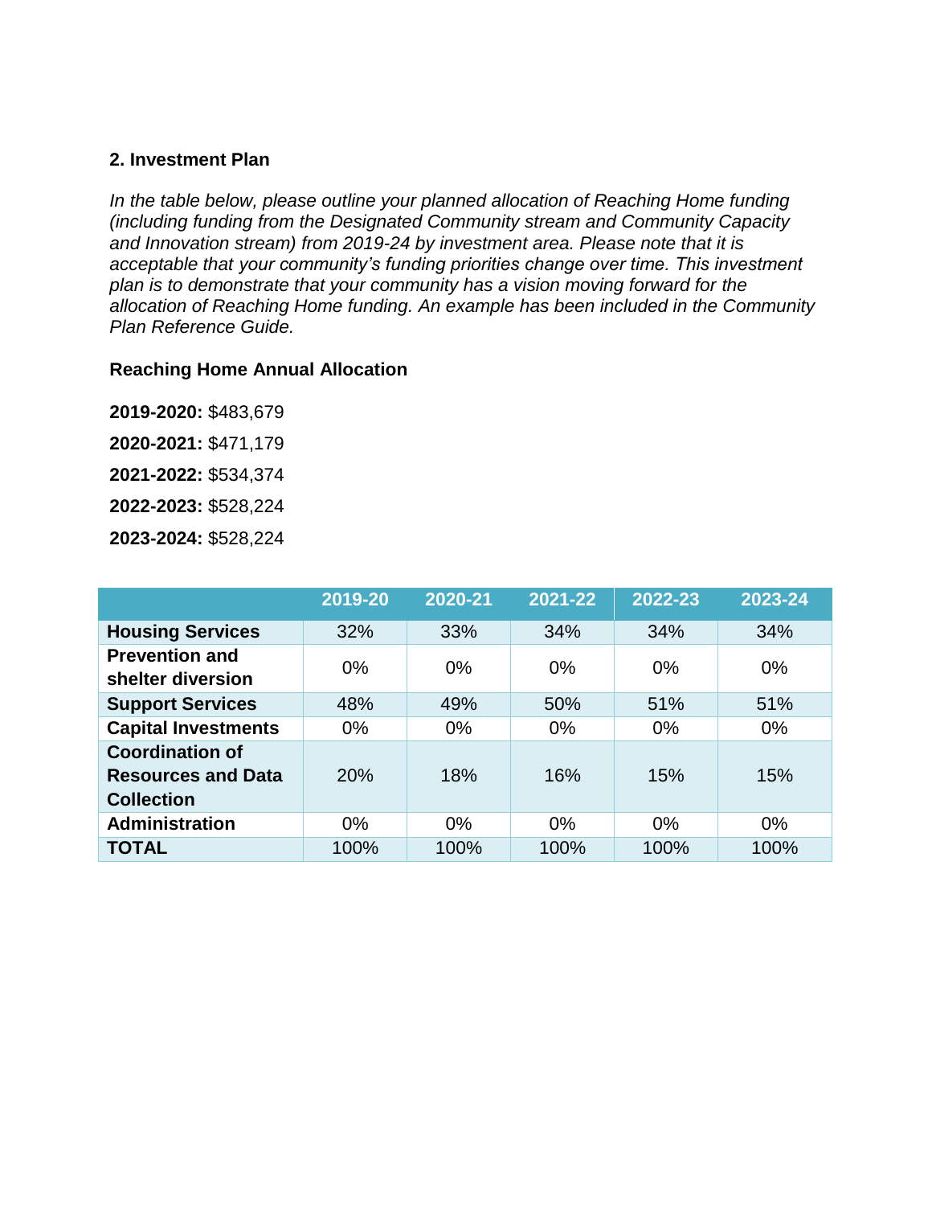## 2. Investment Plan

*In the table below, please outline your planned allocation of Reaching Home funding (including funding from the Designated Community stream and Community Capacity and Innovation stream) from 2019-24 by investment area. Please note that it is acceptable that your community's funding priorities change over time. This investment plan is to demonstrate that your community has a vision moving forward for the allocation of Reaching Home funding. An example has been included in the Community Plan Reference Guide.*

### Reaching Home Annual Allocation

**2019-2020:** $483,679

**2020-2021:** $471,179

**2021-2022:** $534,374

**2022-2023:** $528,224

**2023-2024:** $528,224

| | 2019-20 | 2020-21 | 2021-22 | 2022-23 | 2023-24 |
|---|---|---|---|---|---|
| **Housing Services** | 32% | 33% | 34% | 34% | 34% |
| **Prevention and shelter diversion** | 0% | 0% | 0% | 0% | 0% |
| **Support Services** | 48% | 49% | 50% | 51% | 51% |
| **Capital Investments** | 0% | 0% | 0% | 0% | 0% |
| **Coordination of Resources and Data Collection** | 20% | 18% | 16% | 15% | 15% |
| **Administration** | 0% | 0% | 0% | 0% | 0% |
| **TOTAL** | 100% | 100% | 100% | 100% | 100% |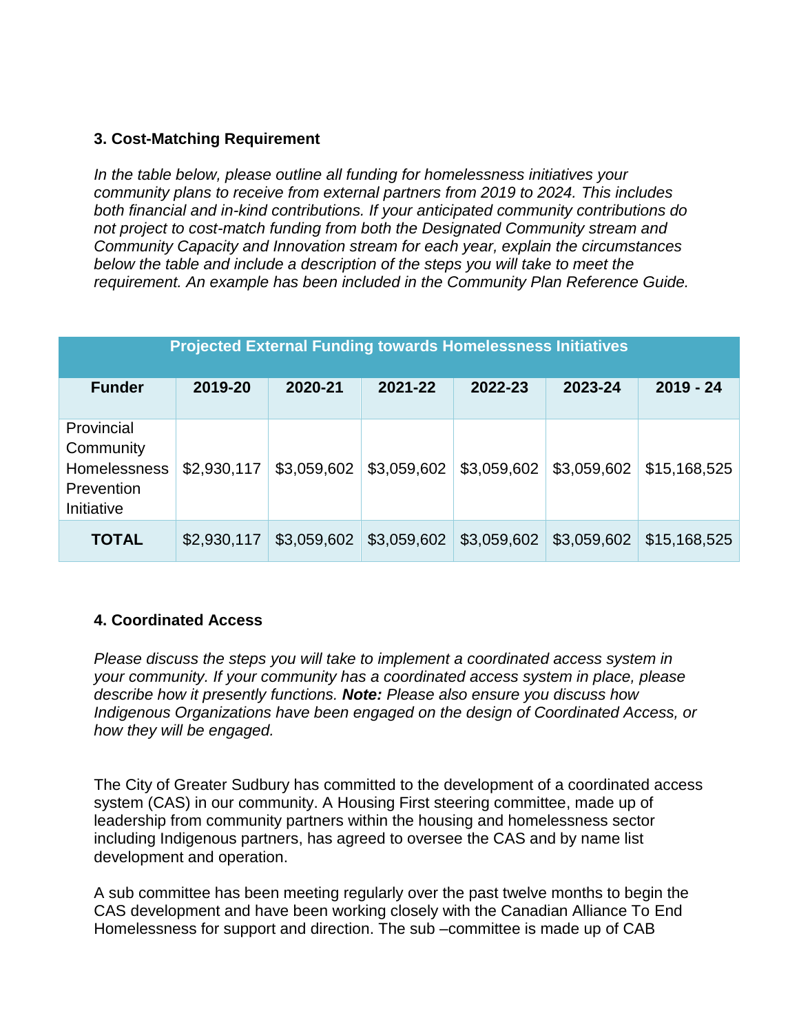### 3. Cost-Matching Requirement

*In the table below, please outline all funding for homelessness initiatives your community plans to receive from external partners from 2019 to 2024. This includes both financial and in-kind contributions. If your anticipated community contributions do not project to cost-match funding from both the Designated Community stream and Community Capacity and Innovation stream for each year, explain the circumstances below the table and include a description of the steps you will take to meet the requirement. An example has been included in the Community Plan Reference Guide.*

| Projected External Funding towards Homelessness Initiatives | | | | | | |
|---|---|---|---|---|---|---|
| **Funder** | **2019-20** | **2020-21** | **2021-22** | **2022-23** | **2023-24** | **2019 - 24** |
| Provincial Community Homelessness Prevention Initiative | $2,930,117 | $3,059,602 | $3,059,602 | $3,059,602 | $3,059,602 | $15,168,525 |
| **TOTAL** | $2,930,117 | $3,059,602 | $3,059,602 | $3,059,602 | $3,059,602 | $15,168,525 |

### 4. Coordinated Access

*Please discuss the steps you will take to implement a coordinated access system in your community. If your community has a coordinated access system in place, please describe how it presently functions.* ***Note:*** *Please also ensure you discuss how Indigenous Organizations have been engaged on the design of Coordinated Access, or how they will be engaged.*

The City of Greater Sudbury has committed to the development of a coordinated access system (CAS) in our community. A Housing First steering committee, made up of leadership from community partners within the housing and homelessness sector including Indigenous partners, has agreed to oversee the CAS and by name list development and operation.

A sub committee has been meeting regularly over the past twelve months to begin the CAS development and have been working closely with the Canadian Alliance To End Homelessness for support and direction. The sub –committee is made up of CAB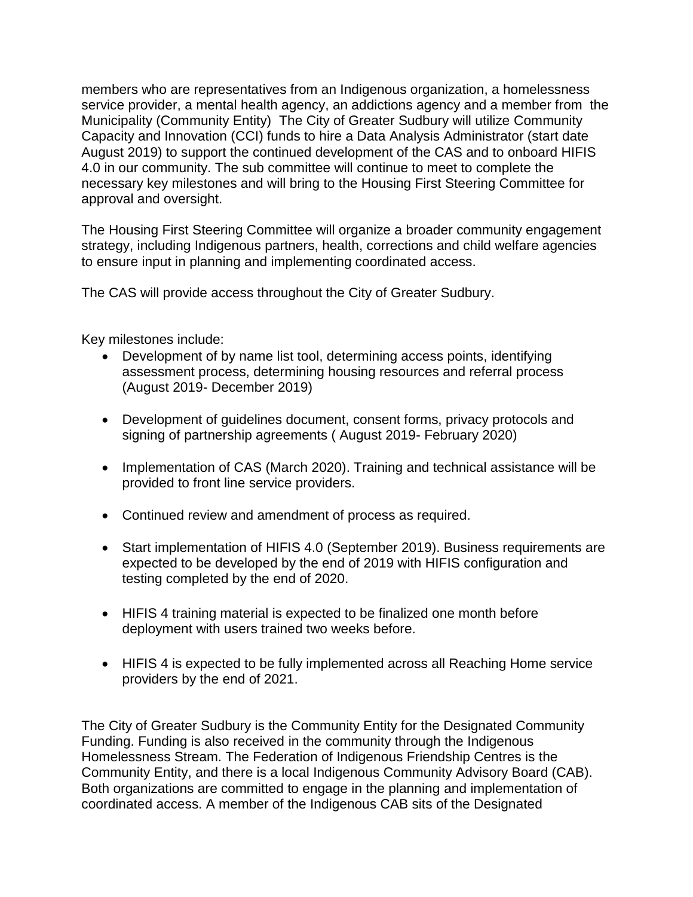members who are representatives from an Indigenous organization, a homelessness service provider, a mental health agency, an addictions agency and a member from the Municipality (Community Entity) The City of Greater Sudbury will utilize Community Capacity and Innovation (CCI) funds to hire a Data Analysis Administrator (start date August 2019) to support the continued development of the CAS and to onboard HIFIS 4.0 in our community. The sub committee will continue to meet to complete the necessary key milestones and will bring to the Housing First Steering Committee for approval and oversight.

The Housing First Steering Committee will organize a broader community engagement strategy, including Indigenous partners, health, corrections and child welfare agencies to ensure input in planning and implementing coordinated access.

The CAS will provide access throughout the City of Greater Sudbury.

Key milestones include:

- Development of by name list tool, determining access points, identifying assessment process, determining housing resources and referral process (August 2019- December 2019)
- Development of guidelines document, consent forms, privacy protocols and signing of partnership agreements ( August 2019- February 2020)
- Implementation of CAS (March 2020). Training and technical assistance will be provided to front line service providers.
- Continued review and amendment of process as required.
- Start implementation of HIFIS 4.0 (September 2019). Business requirements are expected to be developed by the end of 2019 with HIFIS configuration and testing completed by the end of 2020.
- HIFIS 4 training material is expected to be finalized one month before deployment with users trained two weeks before.
- HIFIS 4 is expected to be fully implemented across all Reaching Home service providers by the end of 2021.

The City of Greater Sudbury is the Community Entity for the Designated Community Funding. Funding is also received in the community through the Indigenous Homelessness Stream. The Federation of Indigenous Friendship Centres is the Community Entity, and there is a local Indigenous Community Advisory Board (CAB). Both organizations are committed to engage in the planning and implementation of coordinated access. A member of the Indigenous CAB sits of the Designated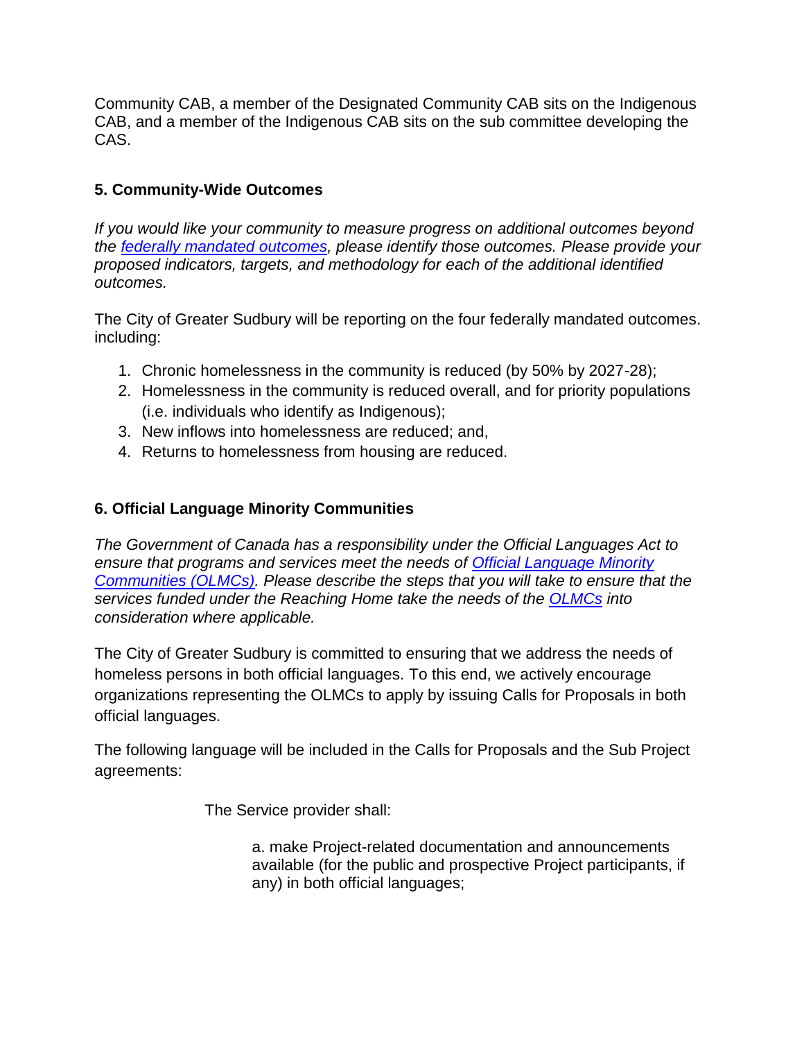Community CAB, a member of the Designated Community CAB sits on the Indigenous CAB, and a member of the Indigenous CAB sits on the sub committee developing the CAS.

### 5. Community-Wide Outcomes

*If you would like your community to measure progress on additional outcomes beyond the federally mandated outcomes, please identify those outcomes. Please provide your proposed indicators, targets, and methodology for each of the additional identified outcomes.*

The City of Greater Sudbury will be reporting on the four federally mandated outcomes. including:

1. Chronic homelessness in the community is reduced (by 50% by 2027-28);
2. Homelessness in the community is reduced overall, and for priority populations (i.e. individuals who identify as Indigenous);
3. New inflows into homelessness are reduced; and,
4. Returns to homelessness from housing are reduced.

### 6. Official Language Minority Communities

*The Government of Canada has a responsibility under the Official Languages Act to ensure that programs and services meet the needs of Official Language Minority Communities (OLMCs). Please describe the steps that you will take to ensure that the services funded under the Reaching Home take the needs of the OLMCs into consideration where applicable.*

The City of Greater Sudbury is committed to ensuring that we address the needs of homeless persons in both official languages. To this end, we actively encourage organizations representing the OLMCs to apply by issuing Calls for Proposals in both official languages.

The following language will be included in the Calls for Proposals and the Sub Project agreements:

> The Service provider shall:
>
> a. make Project-related documentation and announcements available (for the public and prospective Project participants, if any) in both official languages;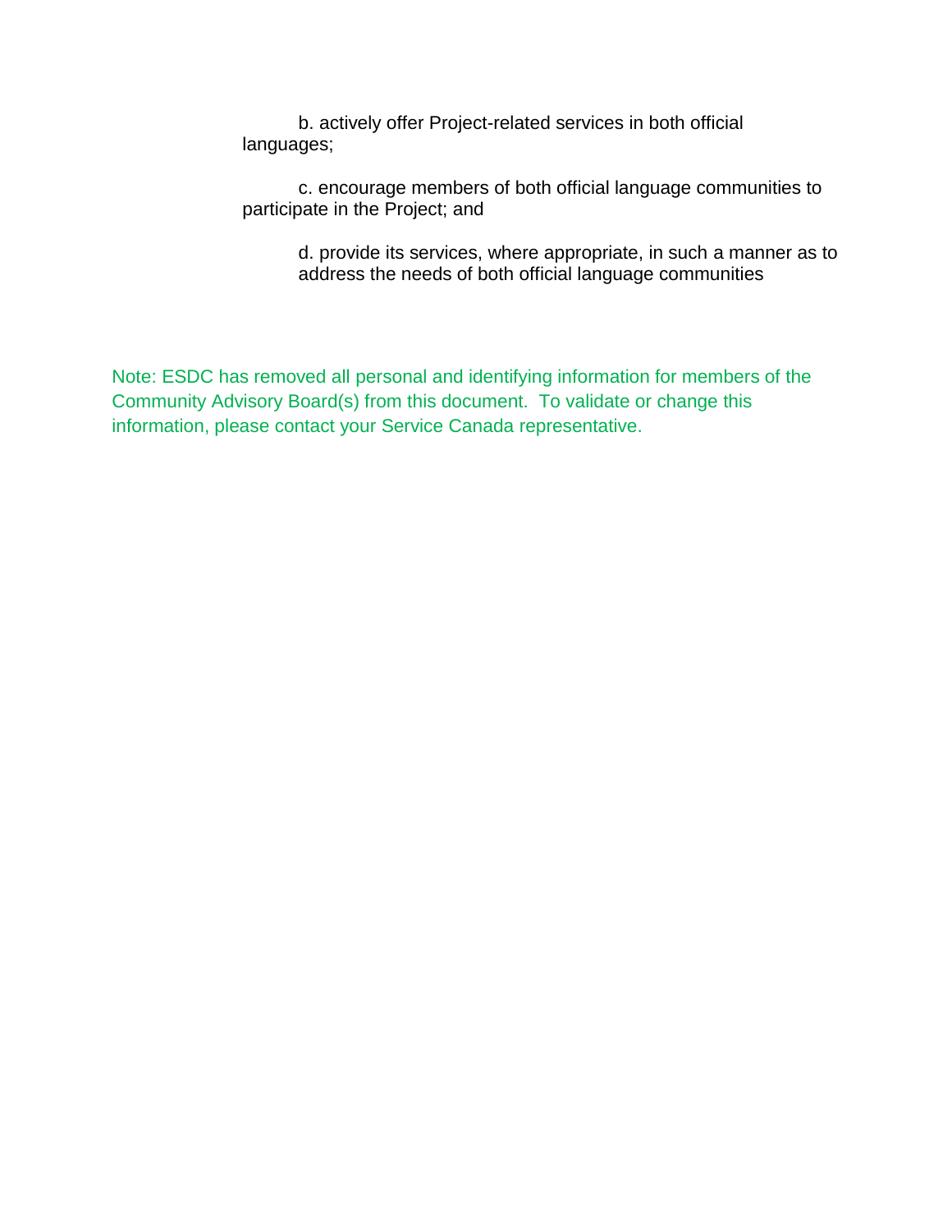b. actively offer Project-related services in both official languages;

c. encourage members of both official language communities to participate in the Project; and

d. provide its services, where appropriate, in such a manner as to address the needs of both official language communities

Note: ESDC has removed all personal and identifying information for members of the Community Advisory Board(s) from this document. To validate or change this information, please contact your Service Canada representative.